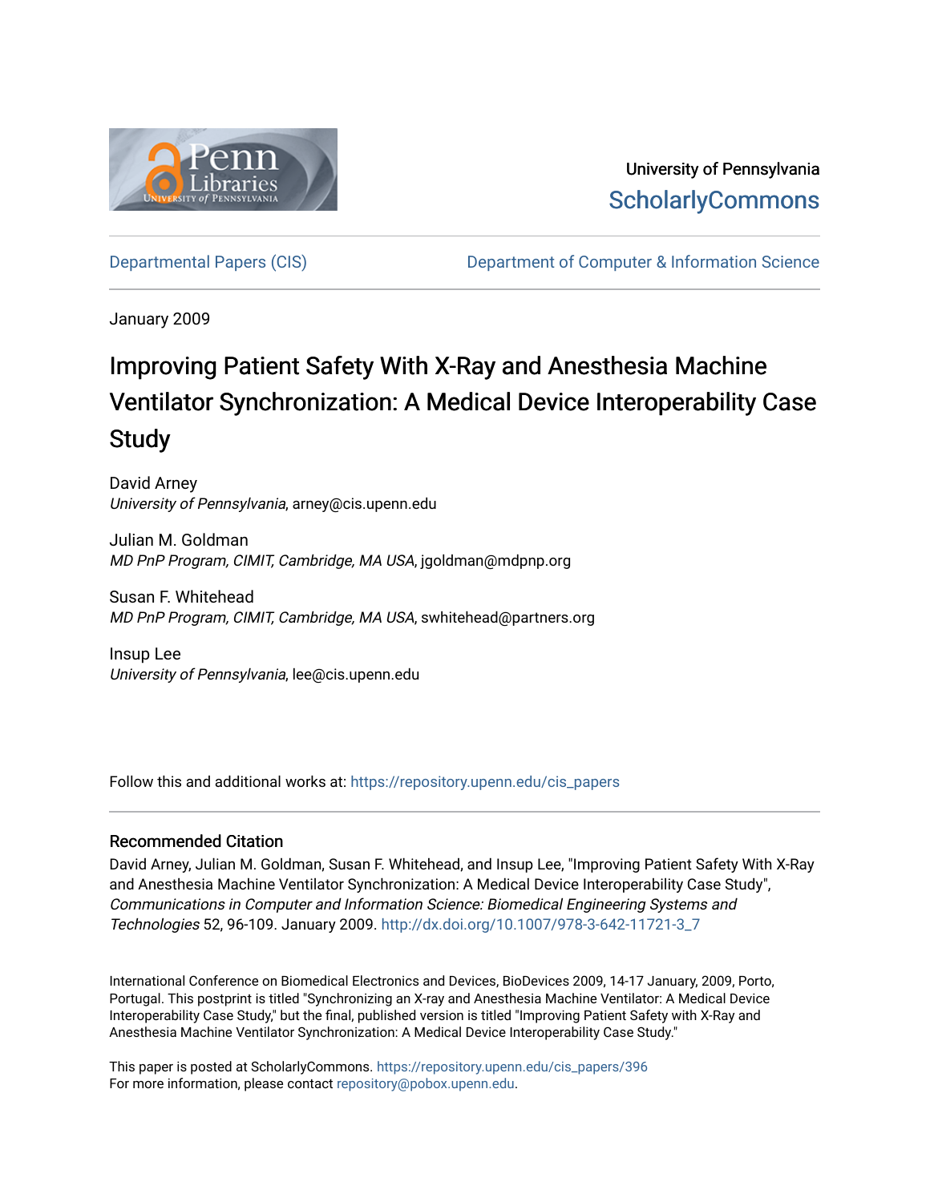University of Pennsylvania
ScholarlyCommons

Departmental Papers (CIS) | Department of Computer & Information Science

January 2009

# Improving Patient Safety With X-Ray and Anesthesia Machine Ventilator Synchronization: A Medical Device Interoperability Case Study

David Arney
*University of Pennsylvania*, arney@cis.upenn.edu

Julian M. Goldman
*MD PnP Program, CIMIT, Cambridge, MA USA*, jgoldman@mdpnp.org

Susan F. Whitehead
*MD PnP Program, CIMIT, Cambridge, MA USA*, swhitehead@partners.org

Insup Lee
*University of Pennsylvania*, lee@cis.upenn.edu

Follow this and additional works at: https://repository.upenn.edu/cis_papers

## Recommended Citation

David Arney, Julian M. Goldman, Susan F. Whitehead, and Insup Lee, "Improving Patient Safety With X-Ray and Anesthesia Machine Ventilator Synchronization: A Medical Device Interoperability Case Study", *Communications in Computer and Information Science: Biomedical Engineering Systems and Technologies* 52, 96-109. January 2009. http://dx.doi.org/10.1007/978-3-642-11721-3_7

International Conference on Biomedical Electronics and Devices, BioDevices 2009, 14-17 January, 2009, Porto, Portugal. This postprint is titled "Synchronizing an X-ray and Anesthesia Machine Ventilator: A Medical Device Interoperability Case Study," but the final, published version is titled "Improving Patient Safety with X-Ray and Anesthesia Machine Ventilator Synchronization: A Medical Device Interoperability Case Study."

This paper is posted at ScholarlyCommons. https://repository.upenn.edu/cis_papers/396
For more information, please contact repository@pobox.upenn.edu.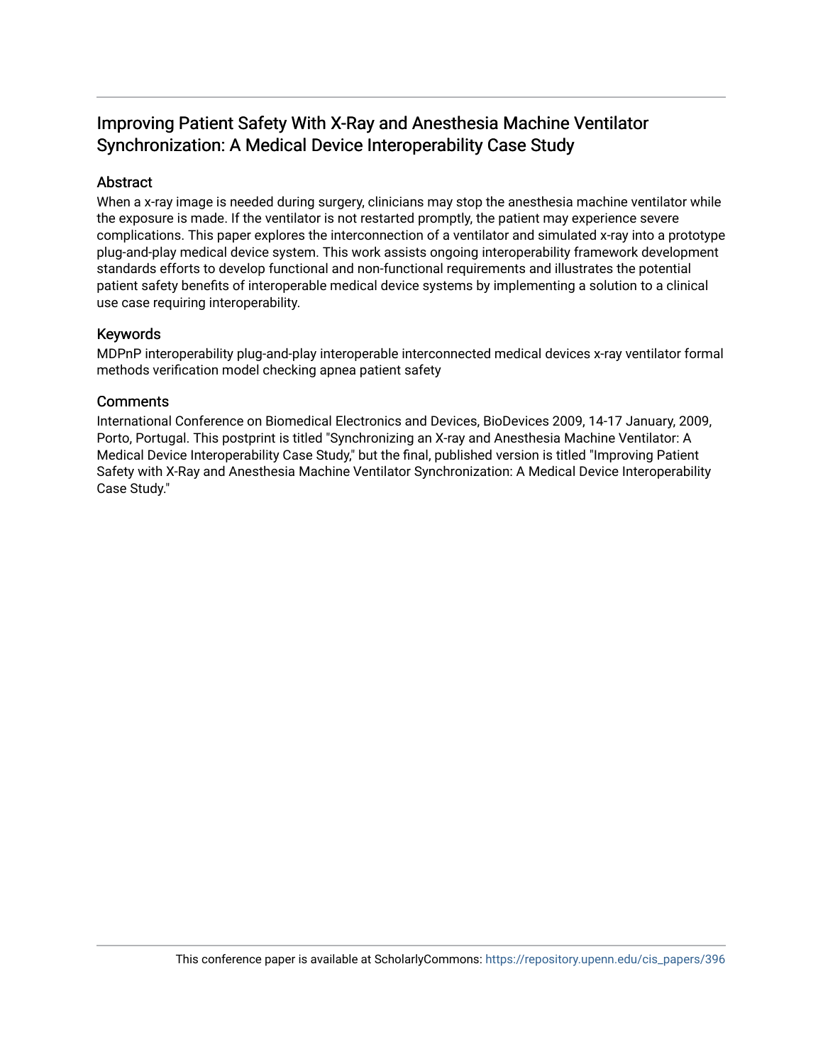# Improving Patient Safety With X-Ray and Anesthesia Machine Ventilator Synchronization: A Medical Device Interoperability Case Study

## Abstract

When a x-ray image is needed during surgery, clinicians may stop the anesthesia machine ventilator while the exposure is made. If the ventilator is not restarted promptly, the patient may experience severe complications. This paper explores the interconnection of a ventilator and simulated x-ray into a prototype plug-and-play medical device system. This work assists ongoing interoperability framework development standards efforts to develop functional and non-functional requirements and illustrates the potential patient safety benefits of interoperable medical device systems by implementing a solution to a clinical use case requiring interoperability.

## Keywords

MDPnP interoperability plug-and-play interoperable interconnected medical devices x-ray ventilator formal methods verification model checking apnea patient safety

## Comments

International Conference on Biomedical Electronics and Devices, BioDevices 2009, 14-17 January, 2009, Porto, Portugal. This postprint is titled "Synchronizing an X-ray and Anesthesia Machine Ventilator: A Medical Device Interoperability Case Study," but the final, published version is titled "Improving Patient Safety with X-Ray and Anesthesia Machine Ventilator Synchronization: A Medical Device Interoperability Case Study."

This conference paper is available at ScholarlyCommons: https://repository.upenn.edu/cis_papers/396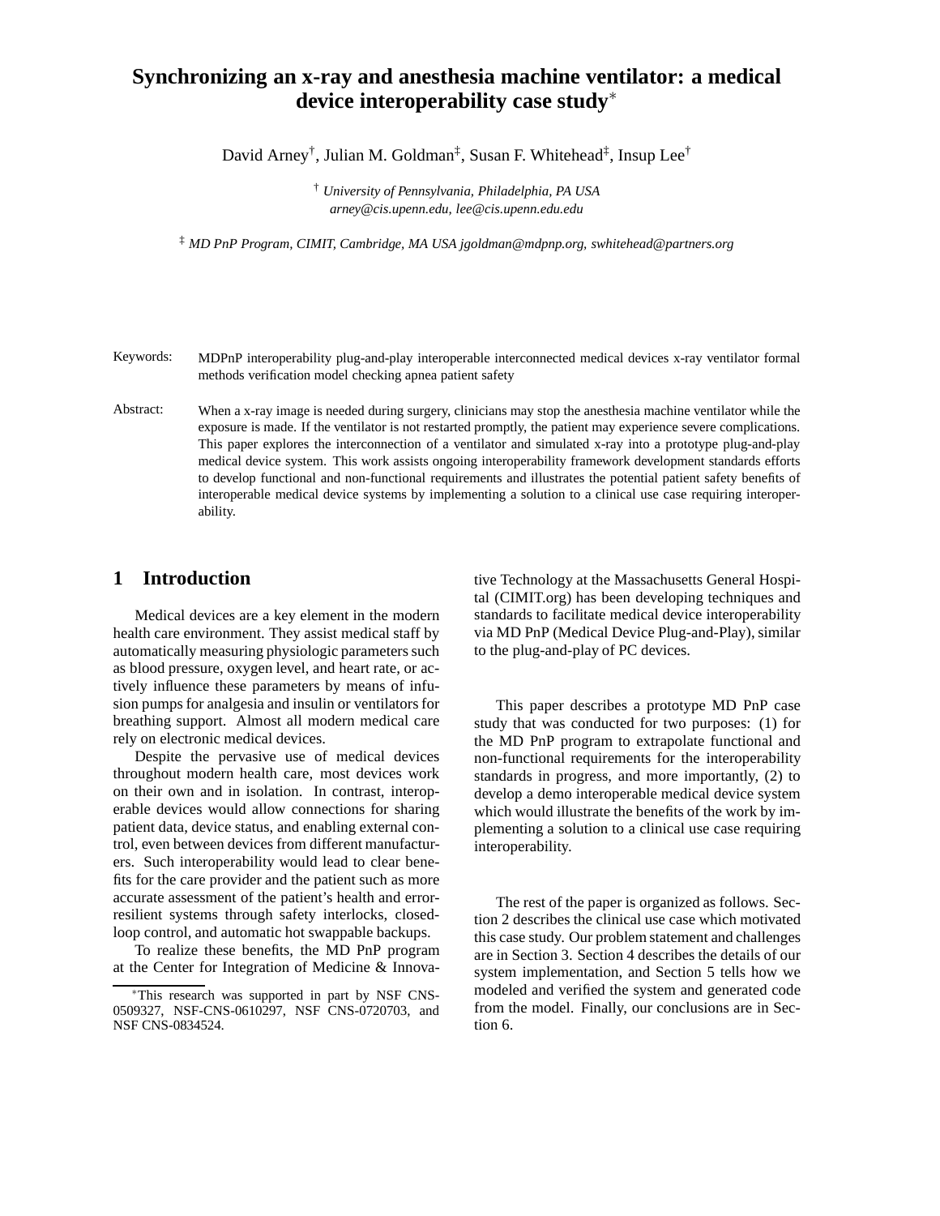# Synchronizing an x-ray and anesthesia machine ventilator: a medical device interoperability case study*

David Arney[†], Julian M. Goldman[‡], Susan F. Whitehead[‡], Insup Lee[†]

[†] *University of Pennsylvania, Philadelphia, PA USA*
*arney@cis.upenn.edu, lee@cis.upenn.edu.edu*

[‡] *MD PnP Program, CIMIT, Cambridge, MA USA jgoldman@mdpnp.org, swhitehead@partners.org*

Keywords: MDPnP interoperability plug-and-play interoperable interconnected medical devices x-ray ventilator formal methods verification model checking apnea patient safety

Abstract: When a x-ray image is needed during surgery, clinicians may stop the anesthesia machine ventilator while the exposure is made. If the ventilator is not restarted promptly, the patient may experience severe complications. This paper explores the interconnection of a ventilator and simulated x-ray into a prototype plug-and-play medical device system. This work assists ongoing interoperability framework development standards efforts to develop functional and non-functional requirements and illustrates the potential patient safety benefits of interoperable medical device systems by implementing a solution to a clinical use case requiring interoperability.

## 1 Introduction

Medical devices are a key element in the modern health care environment. They assist medical staff by automatically measuring physiologic parameters such as blood pressure, oxygen level, and heart rate, or actively influence these parameters by means of infusion pumps for analgesia and insulin or ventilators for breathing support. Almost all modern medical care rely on electronic medical devices.

Despite the pervasive use of medical devices throughout modern health care, most devices work on their own and in isolation. In contrast, interoperable devices would allow connections for sharing patient data, device status, and enabling external control, even between devices from different manufacturers. Such interoperability would lead to clear benefits for the care provider and the patient such as more accurate assessment of the patient's health and error-resilient systems through safety interlocks, closed-loop control, and automatic hot swappable backups.

To realize these benefits, the MD PnP program at the Center for Integration of Medicine & Innovative Technology at the Massachusetts General Hospital (CIMIT.org) has been developing techniques and standards to facilitate medical device interoperability via MD PnP (Medical Device Plug-and-Play), similar to the plug-and-play of PC devices.

This paper describes a prototype MD PnP case study that was conducted for two purposes: (1) for the MD PnP program to extrapolate functional and non-functional requirements for the interoperability standards in progress, and more importantly, (2) to develop a demo interoperable medical device system which would illustrate the benefits of the work by implementing a solution to a clinical use case requiring interoperability.

The rest of the paper is organized as follows. Section 2 describes the clinical use case which motivated this case study. Our problem statement and challenges are in Section 3. Section 4 describes the details of our system implementation, and Section 5 tells how we modeled and verified the system and generated code from the model. Finally, our conclusions are in Section 6.

*This research was supported in part by NSF CNS-0509327, NSF-CNS-0610297, NSF CNS-0720703, and NSF CNS-0834524.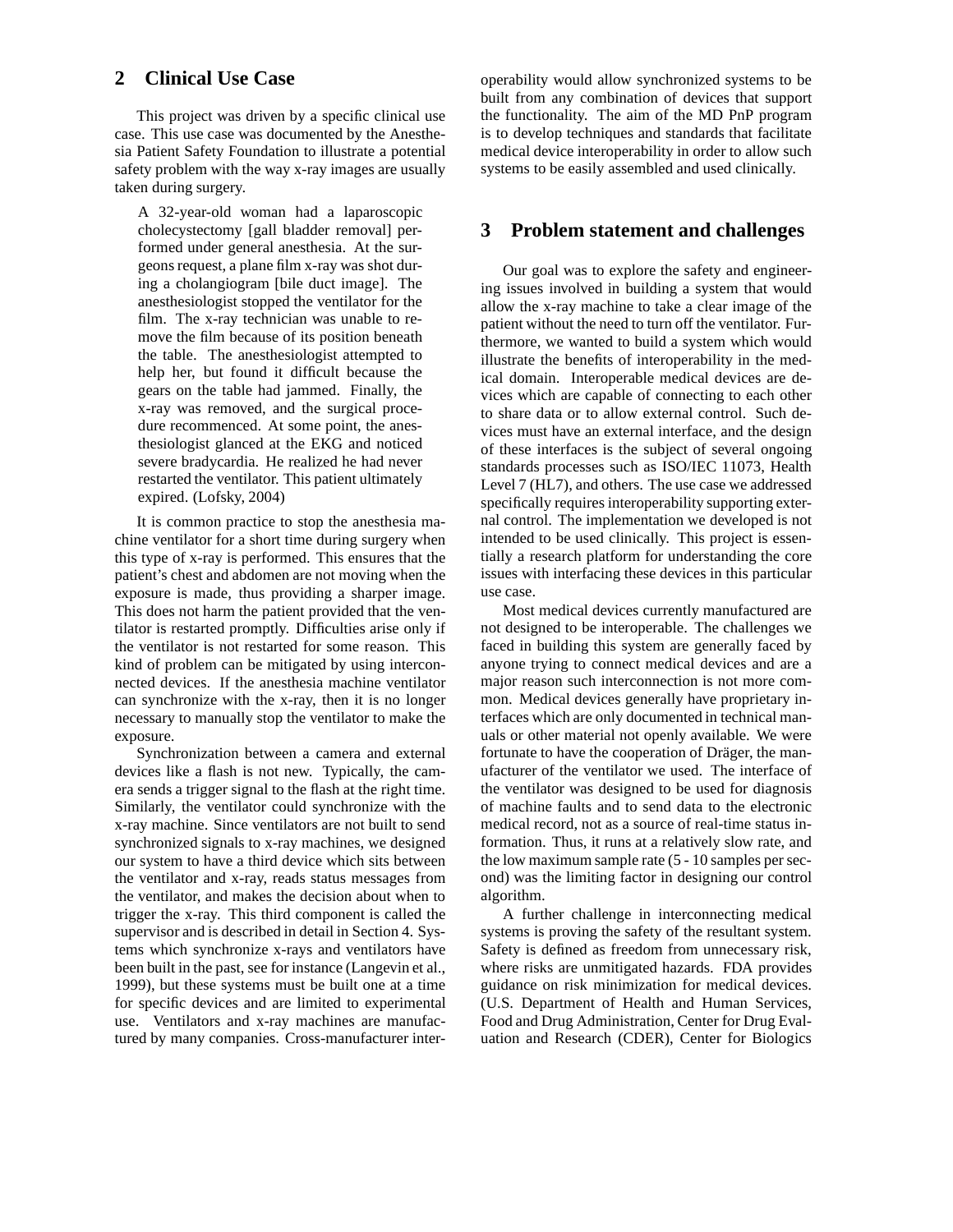## 2 Clinical Use Case

This project was driven by a specific clinical use case. This use case was documented by the Anesthesia Patient Safety Foundation to illustrate a potential safety problem with the way x-ray images are usually taken during surgery.

> A 32-year-old woman had a laparoscopic cholecystectomy [gall bladder removal] performed under general anesthesia. At the surgeons request, a plane film x-ray was shot during a cholangiogram [bile duct image]. The anesthesiologist stopped the ventilator for the film. The x-ray technician was unable to remove the film because of its position beneath the table. The anesthesiologist attempted to help her, but found it difficult because the gears on the table had jammed. Finally, the x-ray was removed, and the surgical procedure recommenced. At some point, the anesthesiologist glanced at the EKG and noticed severe bradycardia. He realized he had never restarted the ventilator. This patient ultimately expired. (Lofsky, 2004)

It is common practice to stop the anesthesia machine ventilator for a short time during surgery when this type of x-ray is performed. This ensures that the patient's chest and abdomen are not moving when the exposure is made, thus providing a sharper image. This does not harm the patient provided that the ventilator is restarted promptly. Difficulties arise only if the ventilator is not restarted for some reason. This kind of problem can be mitigated by using interconnected devices. If the anesthesia machine ventilator can synchronize with the x-ray, then it is no longer necessary to manually stop the ventilator to make the exposure.

Synchronization between a camera and external devices like a flash is not new. Typically, the camera sends a trigger signal to the flash at the right time. Similarly, the ventilator could synchronize with the x-ray machine. Since ventilators are not built to send synchronized signals to x-ray machines, we designed our system to have a third device which sits between the ventilator and x-ray, reads status messages from the ventilator, and makes the decision about when to trigger the x-ray. This third component is called the supervisor and is described in detail in Section 4. Systems which synchronize x-rays and ventilators have been built in the past, see for instance (Langevin et al., 1999), but these systems must be built one at a time for specific devices and are limited to experimental use. Ventilators and x-ray machines are manufactured by many companies. Cross-manufacturer interoperability would allow synchronized systems to be built from any combination of devices that support the functionality. The aim of the MD PnP program is to develop techniques and standards that facilitate medical device interoperability in order to allow such systems to be easily assembled and used clinically.

## 3 Problem statement and challenges

Our goal was to explore the safety and engineering issues involved in building a system that would allow the x-ray machine to take a clear image of the patient without the need to turn off the ventilator. Furthermore, we wanted to build a system which would illustrate the benefits of interoperability in the medical domain. Interoperable medical devices are devices which are capable of connecting to each other to share data or to allow external control. Such devices must have an external interface, and the design of these interfaces is the subject of several ongoing standards processes such as ISO/IEC 11073, Health Level 7 (HL7), and others. The use case we addressed specifically requires interoperability supporting external control. The implementation we developed is not intended to be used clinically. This project is essentially a research platform for understanding the core issues with interfacing these devices in this particular use case.

Most medical devices currently manufactured are not designed to be interoperable. The challenges we faced in building this system are generally faced by anyone trying to connect medical devices and are a major reason such interconnection is not more common. Medical devices generally have proprietary interfaces which are only documented in technical manuals or other material not openly available. We were fortunate to have the cooperation of Dräger, the manufacturer of the ventilator we used. The interface of the ventilator was designed to be used for diagnosis of machine faults and to send data to the electronic medical record, not as a source of real-time status information. Thus, it runs at a relatively slow rate, and the low maximum sample rate (5 - 10 samples per second) was the limiting factor in designing our control algorithm.

A further challenge in interconnecting medical systems is proving the safety of the resultant system. Safety is defined as freedom from unnecessary risk, where risks are unmitigated hazards. FDA provides guidance on risk minimization for medical devices. (U.S. Department of Health and Human Services, Food and Drug Administration, Center for Drug Evaluation and Research (CDER), Center for Biologics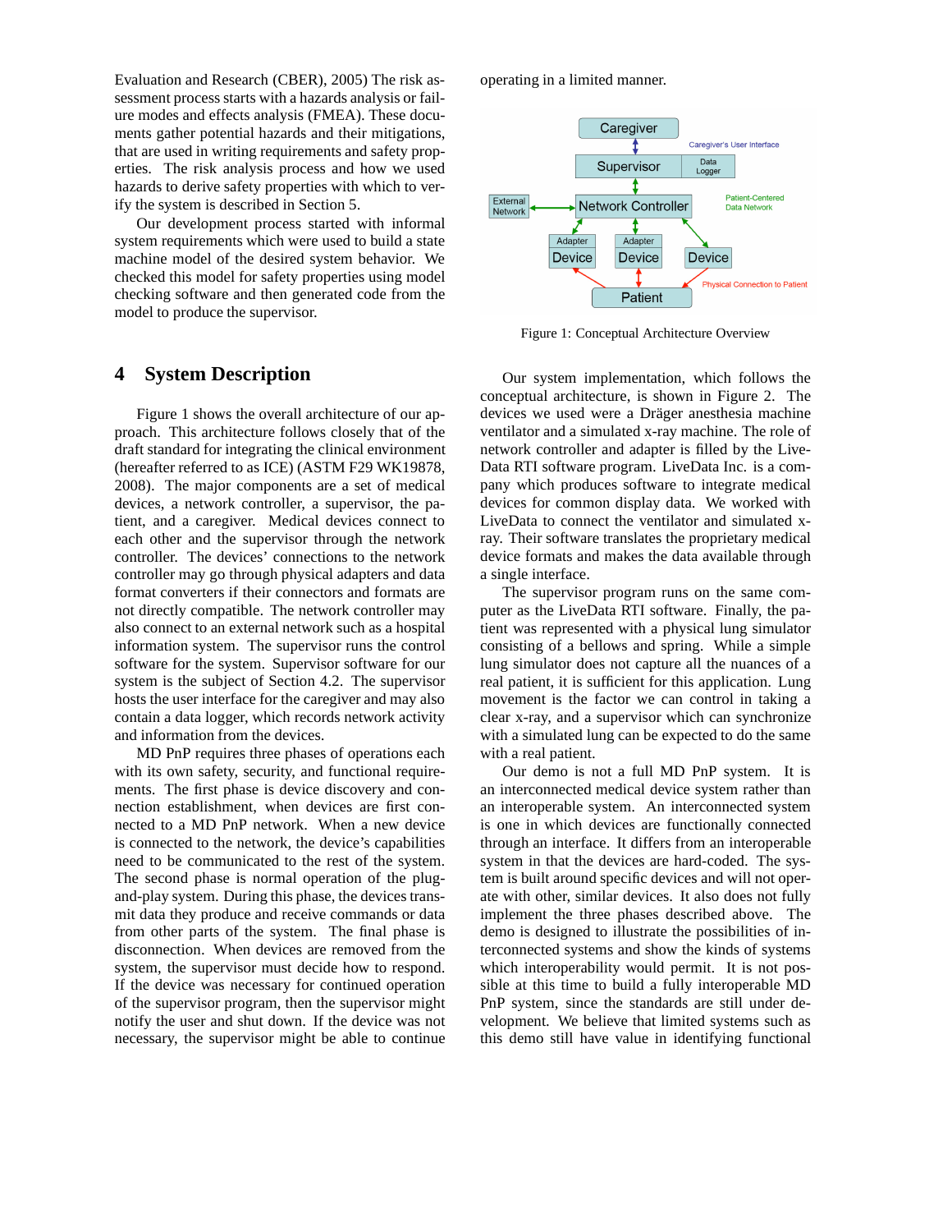Evaluation and Research (CBER), 2005) The risk assessment process starts with a hazards analysis or failure modes and effects analysis (FMEA). These documents gather potential hazards and their mitigations, that are used in writing requirements and safety properties. The risk analysis process and how we used hazards to derive safety properties with which to verify the system is described in Section 5.

Our development process started with informal system requirements which were used to build a state machine model of the desired system behavior. We checked this model for safety properties using model checking software and then generated code from the model to produce the supervisor.

## 4 System Description

Figure 1 shows the overall architecture of our approach. This architecture follows closely that of the draft standard for integrating the clinical environment (hereafter referred to as ICE) (ASTM F29 WK19878, 2008). The major components are a set of medical devices, a network controller, a supervisor, the patient, and a caregiver. Medical devices connect to each other and the supervisor through the network controller. The devices' connections to the network controller may go through physical adapters and data format converters if their connectors and formats are not directly compatible. The network controller may also connect to an external network such as a hospital information system. The supervisor runs the control software for the system. Supervisor software for our system is the subject of Section 4.2. The supervisor hosts the user interface for the caregiver and may also contain a data logger, which records network activity and information from the devices.

MD PnP requires three phases of operations each with its own safety, security, and functional requirements. The first phase is device discovery and connection establishment, when devices are first connected to a MD PnP network. When a new device is connected to the network, the device's capabilities need to be communicated to the rest of the system. The second phase is normal operation of the plug-and-play system. During this phase, the devices transmit data they produce and receive commands or data from other parts of the system. The final phase is disconnection. When devices are removed from the system, the supervisor must decide how to respond. If the device was necessary for continued operation of the supervisor program, then the supervisor might notify the user and shut down. If the device was not necessary, the supervisor might be able to continue operating in a limited manner.

Caregiver

Caregiver's User Interface

Supervisor

Data Logger

External Network

Network Controller

Patient-Centered Data Network

Adapter

Device

Adapter

Device

Device

Physical Connection to Patient

Patient

Figure 1: Conceptual Architecture Overview

Our system implementation, which follows the conceptual architecture, is shown in Figure 2. The devices we used were a Dräger anesthesia machine ventilator and a simulated x-ray machine. The role of network controller and adapter is filled by the LiveData RTI software program. LiveData Inc. is a company which produces software to integrate medical devices for common display data. We worked with LiveData to connect the ventilator and simulated x-ray. Their software translates the proprietary medical device formats and makes the data available through a single interface.

The supervisor program runs on the same computer as the LiveData RTI software. Finally, the patient was represented with a physical lung simulator consisting of a bellows and spring. While a simple lung simulator does not capture all the nuances of a real patient, it is sufficient for this application. Lung movement is the factor we can control in taking a clear x-ray, and a supervisor which can synchronize with a simulated lung can be expected to do the same with a real patient.

Our demo is not a full MD PnP system. It is an interconnected medical device system rather than an interoperable system. An interconnected system is one in which devices are functionally connected through an interface. It differs from an interoperable system in that the devices are hard-coded. The system is built around specific devices and will not operate with other, similar devices. It also does not fully implement the three phases described above. The demo is designed to illustrate the possibilities of interconnected systems and show the kinds of systems which interoperability would permit. It is not possible at this time to build a fully interoperable MD PnP system, since the standards are still under development. We believe that limited systems such as this demo still have value in identifying functional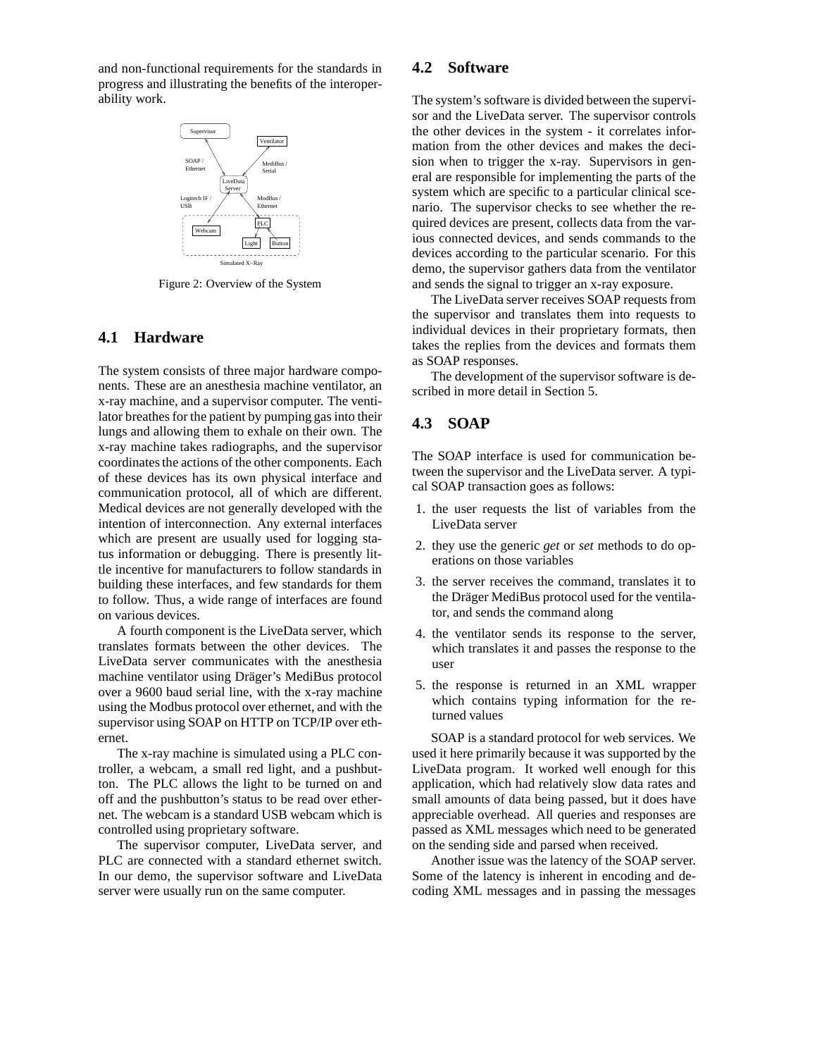and non-functional requirements for the standards in progress and illustrating the benefits of the interoperability work.

Figure 2: Overview of the System

## 4.1 Hardware

The system consists of three major hardware components. These are an anesthesia machine ventilator, an x-ray machine, and a supervisor computer. The ventilator breathes for the patient by pumping gas into their lungs and allowing them to exhale on their own. The x-ray machine takes radiographs, and the supervisor coordinates the actions of the other components. Each of these devices has its own physical interface and communication protocol, all of which are different. Medical devices are not generally developed with the intention of interconnection. Any external interfaces which are present are usually used for logging status information or debugging. There is presently little incentive for manufacturers to follow standards in building these interfaces, and few standards for them to follow. Thus, a wide range of interfaces are found on various devices.

A fourth component is the LiveData server, which translates formats between the other devices. The LiveData server communicates with the anesthesia machine ventilator using Dräger's MediBus protocol over a 9600 baud serial line, with the x-ray machine using the Modbus protocol over ethernet, and with the supervisor using SOAP on HTTP on TCP/IP over ethernet.

The x-ray machine is simulated using a PLC controller, a webcam, a small red light, and a pushbutton. The PLC allows the light to be turned on and off and the pushbutton's status to be read over ethernet. The webcam is a standard USB webcam which is controlled using proprietary software.

The supervisor computer, LiveData server, and PLC are connected with a standard ethernet switch. In our demo, the supervisor software and LiveData server were usually run on the same computer.

## 4.2 Software

The system's software is divided between the supervisor and the LiveData server. The supervisor controls the other devices in the system - it correlates information from the other devices and makes the decision when to trigger the x-ray. Supervisors in general are responsible for implementing the parts of the system which are specific to a particular clinical scenario. The supervisor checks to see whether the required devices are present, collects data from the various connected devices, and sends commands to the devices according to the particular scenario. For this demo, the supervisor gathers data from the ventilator and sends the signal to trigger an x-ray exposure.

The LiveData server receives SOAP requests from the supervisor and translates them into requests to individual devices in their proprietary formats, then takes the replies from the devices and formats them as SOAP responses.

The development of the supervisor software is described in more detail in Section 5.

## 4.3 SOAP

The SOAP interface is used for communication between the supervisor and the LiveData server. A typical SOAP transaction goes as follows:

1. the user requests the list of variables from the LiveData server
2. they use the generic *get* or *set* methods to do operations on those variables
3. the server receives the command, translates it to the Dräger MediBus protocol used for the ventilator, and sends the command along
4. the ventilator sends its response to the server, which translates it and passes the response to the user
5. the response is returned in an XML wrapper which contains typing information for the returned values

SOAP is a standard protocol for web services. We used it here primarily because it was supported by the LiveData program. It worked well enough for this application, which had relatively slow data rates and small amounts of data being passed, but it does have appreciable overhead. All queries and responses are passed as XML messages which need to be generated on the sending side and parsed when received.

Another issue was the latency of the SOAP server. Some of the latency is inherent in encoding and decoding XML messages and in passing the messages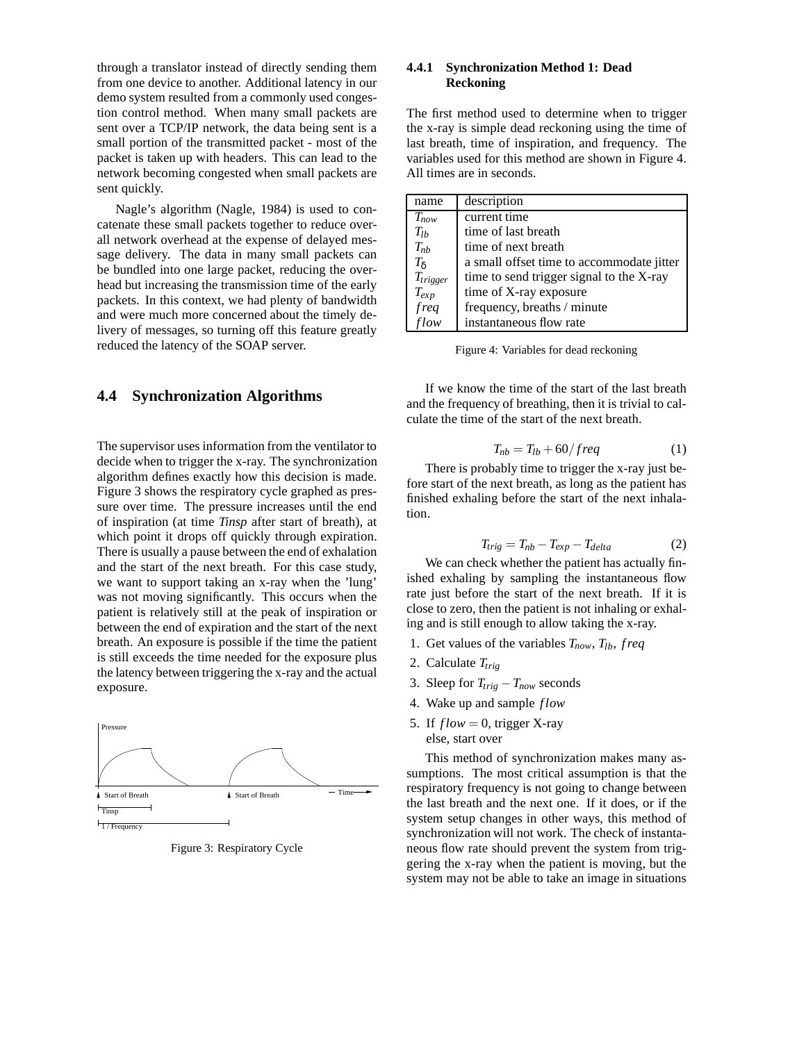through a translator instead of directly sending them from one device to another. Additional latency in our demo system resulted from a commonly used congestion control method. When many small packets are sent over a TCP/IP network, the data being sent is a small portion of the transmitted packet - most of the packet is taken up with headers. This can lead to the network becoming congested when small packets are sent quickly.

Nagle's algorithm (Nagle, 1984) is used to concatenate these small packets together to reduce overall network overhead at the expense of delayed message delivery. The data in many small packets can be bundled into one large packet, reducing the overhead but increasing the transmission time of the early packets. In this context, we had plenty of bandwidth and were much more concerned about the timely delivery of messages, so turning off this feature greatly reduced the latency of the SOAP server.

## 4.4 Synchronization Algorithms

The supervisor uses information from the ventilator to decide when to trigger the x-ray. The synchronization algorithm defines exactly how this decision is made. Figure 3 shows the respiratory cycle graphed as pressure over time. The pressure increases until the end of inspiration (at time *Tinsp* after start of breath), at which point it drops off quickly through expiration. There is usually a pause between the end of exhalation and the start of the next breath. For this case study, we want to support taking an x-ray when the 'lung' was not moving significantly. This occurs when the patient is relatively still at the peak of inspiration or between the end of expiration and the start of the next breath. An exposure is possible if the time the patient is still exceeds the time needed for the exposure plus the latency between triggering the x-ray and the actual exposure.

Pressure

Start of Breath

Start of Breath

Time

Tinsp

1 / Frequency

Figure 3: Respiratory Cycle

### 4.4.1 Synchronization Method 1: Dead Reckoning

The first method used to determine when to trigger the x-ray is simple dead reckoning using the time of last breath, time of inspiration, and frequency. The variables used for this method are shown in Figure 4. All times are in seconds.

| name | description |
| --- | --- |
| $T_{now}$ | current time |
| $T_{lb}$ | time of last breath |
| $T_{nb}$ | time of next breath |
| $T_{\delta}$ | a small offset time to accommodate jitter |
| $T_{trigger}$ | time to send trigger signal to the X-ray |
| $T_{exp}$ | time of X-ray exposure |
| $freq$ | frequency, breaths / minute |
| $flow$ | instantaneous flow rate |

Figure 4: Variables for dead reckoning

If we know the time of the start of the last breath and the frequency of breathing, then it is trivial to calculate the time of the start of the next breath.

$$T_{nb} = T_{lb} + 60/freq \quad (1)$$

There is probably time to trigger the x-ray just before start of the next breath, as long as the patient has finished exhaling before the start of the next inhalation.

$$T_{trig} = T_{nb} - T_{exp} - T_{delta} \quad (2)$$

We can check whether the patient has actually finished exhaling by sampling the instantaneous flow rate just before the start of the next breath. If it is close to zero, then the patient is not inhaling or exhaling and is still enough to allow taking the x-ray.

1. Get values of the variables $T_{now}$, $T_{lb}$, $freq$
2. Calculate $T_{trig}$
3. Sleep for $T_{trig} - T_{now}$ seconds
4. Wake up and sample $flow$
5. If $flow = 0$, trigger X-ray
   else, start over

This method of synchronization makes many assumptions. The most critical assumption is that the respiratory frequency is not going to change between the last breath and the next one. If it does, or if the system setup changes in other ways, this method of synchronization will not work. The check of instantaneous flow rate should prevent the system from triggering the x-ray when the patient is moving, but the system may not be able to take an image in situations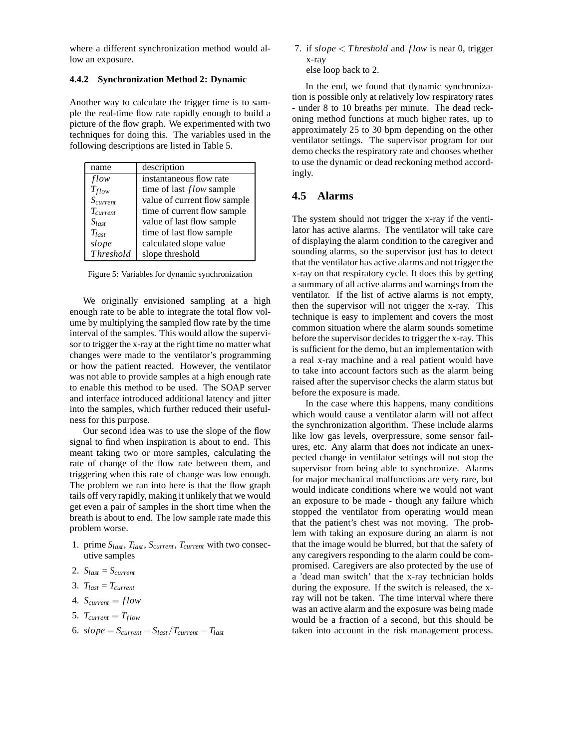where a different synchronization method would allow an exposure.

#### 4.4.2 Synchronization Method 2: Dynamic

Another way to calculate the trigger time is to sample the real-time flow rate rapidly enough to build a picture of the flow graph. We experimented with two techniques for doing this. The variables used in the following descriptions are listed in Table 5.

| name | description |
|---|---|
| $flow$ | instantaneous flow rate |
| $T_{flow}$ | time of last $flow$ sample |
| $S_{current}$ | value of current flow sample |
| $T_{current}$ | time of current flow sample |
| $S_{last}$ | value of last flow sample |
| $T_{last}$ | time of last flow sample |
| $slope$ | calculated slope value |
| $Threshold$ | slope threshold |

Figure 5: Variables for dynamic synchronization

We originally envisioned sampling at a high enough rate to be able to integrate the total flow volume by multiplying the sampled flow rate by the time interval of the samples. This would allow the supervisor to trigger the x-ray at the right time no matter what changes were made to the ventilator's programming or how the patient reacted. However, the ventilator was not able to provide samples at a high enough rate to enable this method to be used. The SOAP server and interface introduced additional latency and jitter into the samples, which further reduced their usefulness for this purpose.

Our second idea was to use the slope of the flow signal to find when inspiration is about to end. This meant taking two or more samples, calculating the rate of change of the flow rate between them, and triggering when this rate of change was low enough. The problem we ran into here is that the flow graph tails off very rapidly, making it unlikely that we would get even a pair of samples in the short time when the breath is about to end. The low sample rate made this problem worse.

1. prime $S_{last}$, $T_{last}$, $S_{current}$, $T_{current}$ with two consecutive samples
2. $S_{last} = S_{current}$
3. $T_{last} = T_{current}$
4. $S_{current} = flow$
5. $T_{current} = T_{flow}$
6. $slope = S_{current} - S_{last} / T_{current} - T_{last}$
7. if $slope < Threshold$ and $flow$ is near 0, trigger x-ray
   else loop back to 2.

In the end, we found that dynamic synchronization is possible only at relatively low respiratory rates - under 8 to 10 breaths per minute. The dead reckoning method functions at much higher rates, up to approximately 25 to 30 bpm depending on the other ventilator settings. The supervisor program for our demo checks the respiratory rate and chooses whether to use the dynamic or dead reckoning method accordingly.

### 4.5 Alarms

The system should not trigger the x-ray if the ventilator has active alarms. The ventilator will take care of displaying the alarm condition to the caregiver and sounding alarms, so the supervisor just has to detect that the ventilator has active alarms and not trigger the x-ray on that respiratory cycle. It does this by getting a summary of all active alarms and warnings from the ventilator. If the list of active alarms is not empty, then the supervisor will not trigger the x-ray. This technique is easy to implement and covers the most common situation where the alarm sounds sometime before the supervisor decides to trigger the x-ray. This is sufficient for the demo, but an implementation with a real x-ray machine and a real patient would have to take into account factors such as the alarm being raised after the supervisor checks the alarm status but before the exposure is made.

In the case where this happens, many conditions which would cause a ventilator alarm will not affect the synchronization algorithm. These include alarms like low gas levels, overpressure, some sensor failures, etc. Any alarm that does not indicate an unexpected change in ventilator settings will not stop the supervisor from being able to synchronize. Alarms for major mechanical malfunctions are very rare, but would indicate conditions where we would not want an exposure to be made - though any failure which stopped the ventilator from operating would mean that the patient's chest was not moving. The problem with taking an exposure during an alarm is not that the image would be blurred, but that the safety of any caregivers responding to the alarm could be compromised. Caregivers are also protected by the use of a 'dead man switch' that the x-ray technician holds during the exposure. If the switch is released, the x-ray will not be taken. The time interval where there was an active alarm and the exposure was being made would be a fraction of a second, but this should be taken into account in the risk management process.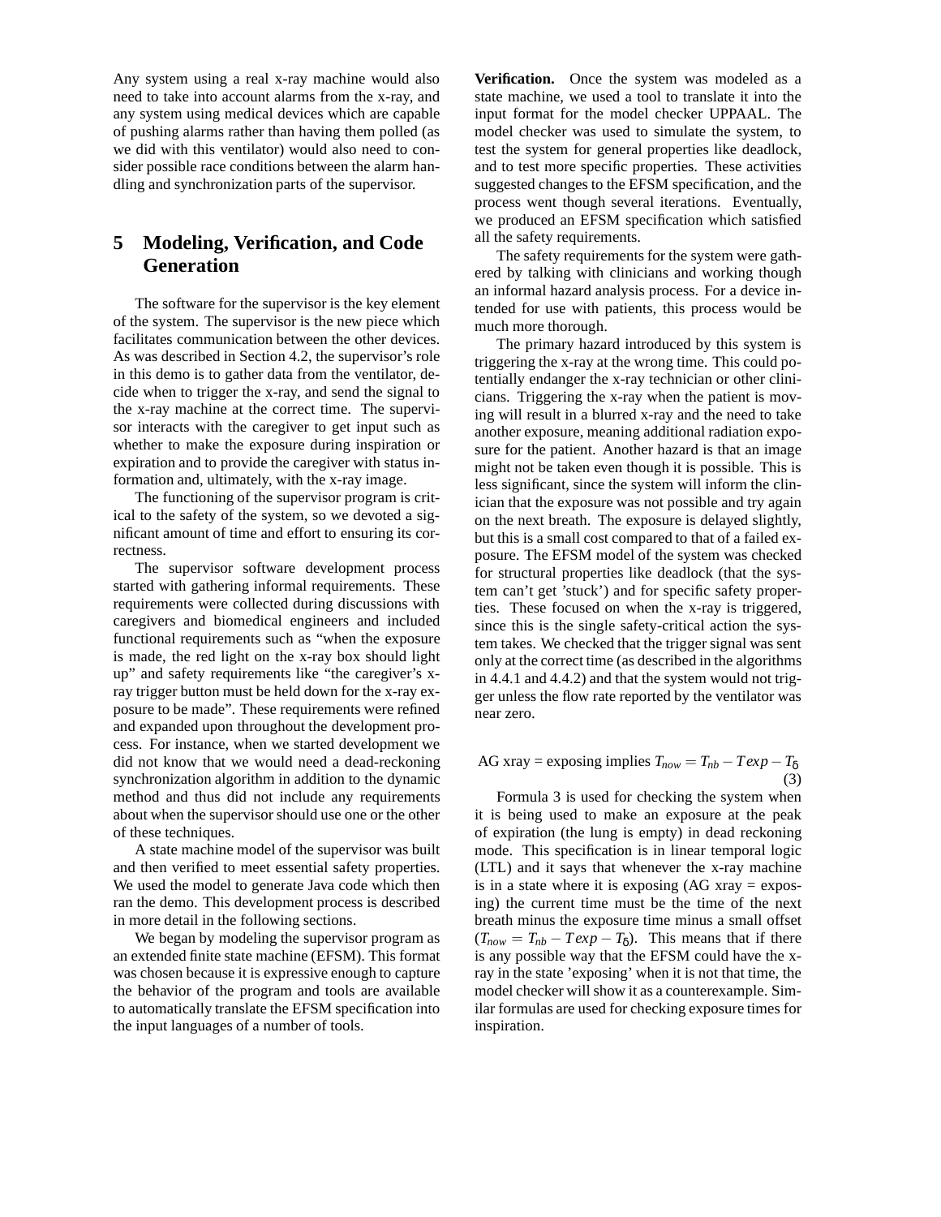Any system using a real x-ray machine would also need to take into account alarms from the x-ray, and any system using medical devices which are capable of pushing alarms rather than having them polled (as we did with this ventilator) would also need to consider possible race conditions between the alarm handling and synchronization parts of the supervisor.

# 5 Modeling, Verification, and Code Generation

The software for the supervisor is the key element of the system. The supervisor is the new piece which facilitates communication between the other devices. As was described in Section 4.2, the supervisor's role in this demo is to gather data from the ventilator, decide when to trigger the x-ray, and send the signal to the x-ray machine at the correct time. The supervisor interacts with the caregiver to get input such as whether to make the exposure during inspiration or expiration and to provide the caregiver with status information and, ultimately, with the x-ray image.

The functioning of the supervisor program is critical to the safety of the system, so we devoted a significant amount of time and effort to ensuring its correctness.

The supervisor software development process started with gathering informal requirements. These requirements were collected during discussions with caregivers and biomedical engineers and included functional requirements such as "when the exposure is made, the red light on the x-ray box should light up" and safety requirements like "the caregiver's x-ray trigger button must be held down for the x-ray exposure to be made". These requirements were refined and expanded upon throughout the development process. For instance, when we started development we did not know that we would need a dead-reckoning synchronization algorithm in addition to the dynamic method and thus did not include any requirements about when the supervisor should use one or the other of these techniques.

A state machine model of the supervisor was built and then verified to meet essential safety properties. We used the model to generate Java code which then ran the demo. This development process is described in more detail in the following sections.

We began by modeling the supervisor program as an extended finite state machine (EFSM). This format was chosen because it is expressive enough to capture the behavior of the program and tools are available to automatically translate the EFSM specification into the input languages of a number of tools.

**Verification.** Once the system was modeled as a state machine, we used a tool to translate it into the input format for the model checker UPPAAL. The model checker was used to simulate the system, to test the system for general properties like deadlock, and to test more specific properties. These activities suggested changes to the EFSM specification, and the process went though several iterations. Eventually, we produced an EFSM specification which satisfied all the safety requirements.

The safety requirements for the system were gathered by talking with clinicians and working though an informal hazard analysis process. For a device intended for use with patients, this process would be much more thorough.

The primary hazard introduced by this system is triggering the x-ray at the wrong time. This could potentially endanger the x-ray technician or other clinicians. Triggering the x-ray when the patient is moving will result in a blurred x-ray and the need to take another exposure, meaning additional radiation exposure for the patient. Another hazard is that an image might not be taken even though it is possible. This is less significant, since the system will inform the clinician that the exposure was not possible and try again on the next breath. The exposure is delayed slightly, but this is a small cost compared to that of a failed exposure. The EFSM model of the system was checked for structural properties like deadlock (that the system can't get 'stuck') and for specific safety properties. These focused on when the x-ray is triggered, since this is the single safety-critical action the system takes. We checked that the trigger signal was sent only at the correct time (as described in the algorithms in 4.4.1 and 4.4.2) and that the system would not trigger unless the flow rate reported by the ventilator was near zero.

$$\text{AG xray = exposing implies } T_{now} = T_{nb} - Texp - T_{\delta} \quad (3)$$

Formula 3 is used for checking the system when it is being used to make an exposure at the peak of expiration (the lung is empty) in dead reckoning mode. This specification is in linear temporal logic (LTL) and it says that whenever the x-ray machine is in a state where it is exposing (AG xray = exposing) the current time must be the time of the next breath minus the exposure time minus a small offset ($T_{now} = T_{nb} - Texp - T_{\delta}$). This means that if there is any possible way that the EFSM could have the x-ray in the state 'exposing' when it is not that time, the model checker will show it as a counterexample. Similar formulas are used for checking exposure times for inspiration.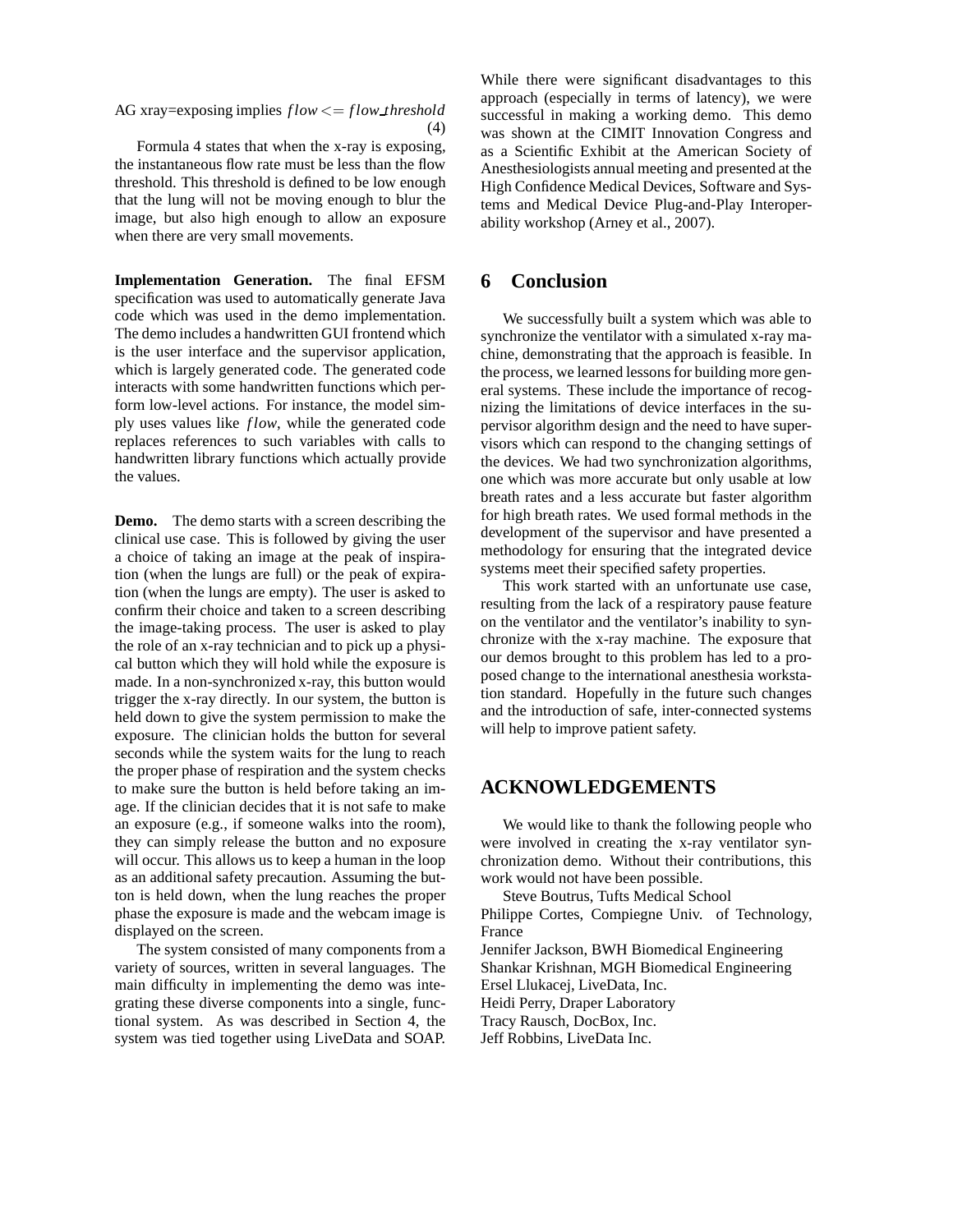$$\text{AG xray=exposing implies } flow <= flow\_threshold \quad (4)$$

Formula 4 states that when the x-ray is exposing, the instantaneous flow rate must be less than the flow threshold. This threshold is defined to be low enough that the lung will not be moving enough to blur the image, but also high enough to allow an exposure when there are very small movements.

**Implementation Generation.** The final EFSM specification was used to automatically generate Java code which was used in the demo implementation. The demo includes a handwritten GUI frontend which is the user interface and the supervisor application, which is largely generated code. The generated code interacts with some handwritten functions which perform low-level actions. For instance, the model simply uses values like $flow$, while the generated code replaces references to such variables with calls to handwritten library functions which actually provide the values.

**Demo.** The demo starts with a screen describing the clinical use case. This is followed by giving the user a choice of taking an image at the peak of inspiration (when the lungs are full) or the peak of expiration (when the lungs are empty). The user is asked to confirm their choice and taken to a screen describing the image-taking process. The user is asked to play the role of an x-ray technician and to pick up a physical button which they will hold while the exposure is made. In a non-synchronized x-ray, this button would trigger the x-ray directly. In our system, the button is held down to give the system permission to make the exposure. The clinician holds the button for several seconds while the system waits for the lung to reach the proper phase of respiration and the system checks to make sure the button is held before taking an image. If the clinician decides that it is not safe to make an exposure (e.g., if someone walks into the room), they can simply release the button and no exposure will occur. This allows us to keep a human in the loop as an additional safety precaution. Assuming the button is held down, when the lung reaches the proper phase the exposure is made and the webcam image is displayed on the screen.

The system consisted of many components from a variety of sources, written in several languages. The main difficulty in implementing the demo was integrating these diverse components into a single, functional system. As was described in Section 4, the system was tied together using LiveData and SOAP. While there were significant disadvantages to this approach (especially in terms of latency), we were successful in making a working demo. This demo was shown at the CIMIT Innovation Congress and as a Scientific Exhibit at the American Society of Anesthesiologists annual meeting and presented at the High Confidence Medical Devices, Software and Systems and Medical Device Plug-and-Play Interoperability workshop (Arney et al., 2007).

## 6 Conclusion

We successfully built a system which was able to synchronize the ventilator with a simulated x-ray machine, demonstrating that the approach is feasible. In the process, we learned lessons for building more general systems. These include the importance of recognizing the limitations of device interfaces in the supervisor algorithm design and the need to have supervisors which can respond to the changing settings of the devices. We had two synchronization algorithms, one which was more accurate but only usable at low breath rates and a less accurate but faster algorithm for high breath rates. We used formal methods in the development of the supervisor and have presented a methodology for ensuring that the integrated device systems meet their specified safety properties.

This work started with an unfortunate use case, resulting from the lack of a respiratory pause feature on the ventilator and the ventilator's inability to synchronize with the x-ray machine. The exposure that our demos brought to this problem has led to a proposed change to the international anesthesia workstation standard. Hopefully in the future such changes and the introduction of safe, inter-connected systems will help to improve patient safety.

## ACKNOWLEDGEMENTS

We would like to thank the following people who were involved in creating the x-ray ventilator synchronization demo. Without their contributions, this work would not have been possible.

Steve Boutrus, Tufts Medical School
Philippe Cortes, Compiegne Univ. of Technology, France
Jennifer Jackson, BWH Biomedical Engineering
Shankar Krishnan, MGH Biomedical Engineering
Ersel Llukacej, LiveData, Inc.
Heidi Perry, Draper Laboratory
Tracy Rausch, DocBox, Inc.
Jeff Robbins, LiveData Inc.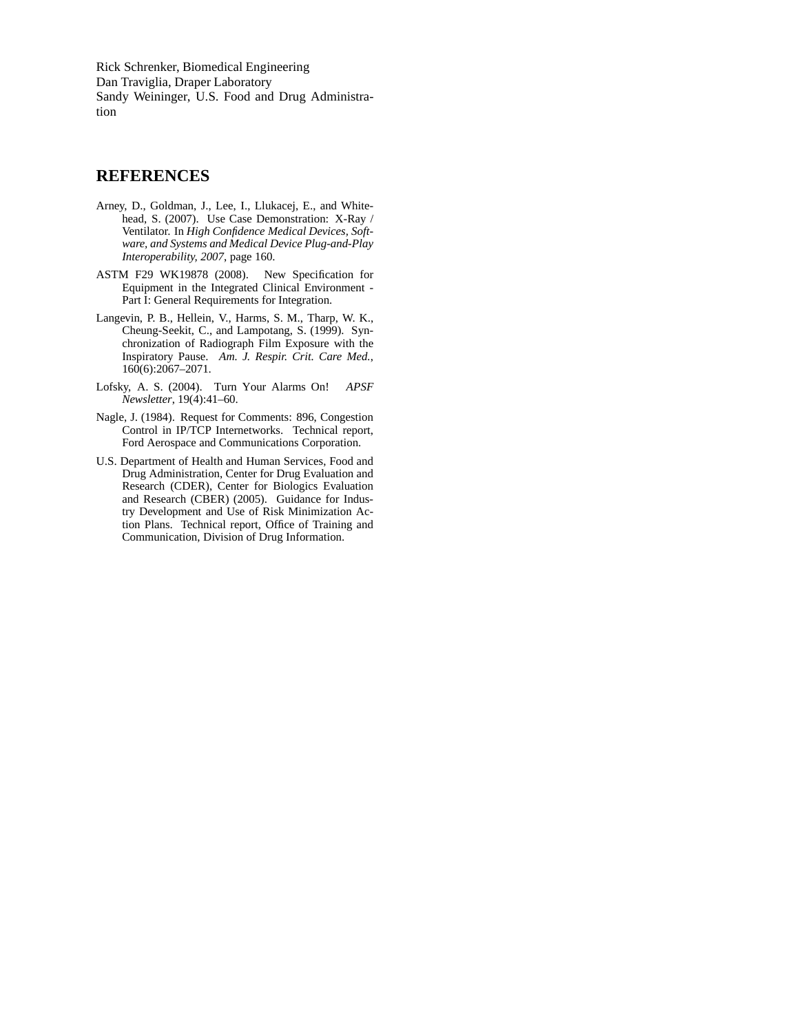Rick Schrenker, Biomedical Engineering
Dan Traviglia, Draper Laboratory
Sandy Weininger, U.S. Food and Drug Administration

## REFERENCES

Arney, D., Goldman, J., Lee, I., Llukacej, E., and Whitehead, S. (2007). Use Case Demonstration: X-Ray / Ventilator. In *High Confidence Medical Devices, Software, and Systems and Medical Device Plug-and-Play Interoperability, 2007*, page 160.

ASTM F29 WK19878 (2008). New Specification for Equipment in the Integrated Clinical Environment - Part I: General Requirements for Integration.

Langevin, P. B., Hellein, V., Harms, S. M., Tharp, W. K., Cheung-Seekit, C., and Lampotang, S. (1999). Synchronization of Radiograph Film Exposure with the Inspiratory Pause. *Am. J. Respir. Crit. Care Med.*, 160(6):2067–2071.

Lofsky, A. S. (2004). Turn Your Alarms On! *APSF Newsletter*, 19(4):41–60.

Nagle, J. (1984). Request for Comments: 896, Congestion Control in IP/TCP Internetworks. Technical report, Ford Aerospace and Communications Corporation.

U.S. Department of Health and Human Services, Food and Drug Administration, Center for Drug Evaluation and Research (CDER), Center for Biologics Evaluation and Research (CBER) (2005). Guidance for Industry Development and Use of Risk Minimization Action Plans. Technical report, Office of Training and Communication, Division of Drug Information.